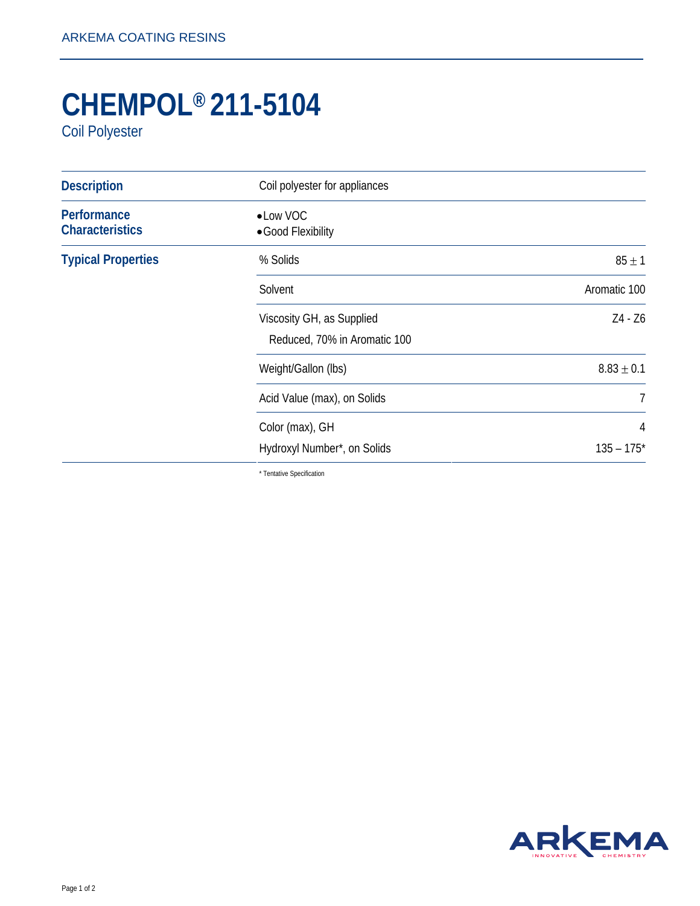ARKEMA COATING RESINS

# CHEMPOL® 211-5104

Coil Polyester

| | | |
|---|---|---|
| **Description** | Coil polyester for appliances | |
| **Performance Characteristics** | • Low VOC<br>• Good Flexibility | |
| **Typical Properties** | % Solids | 85 ± 1 |
| | Solvent | Aromatic 100 |
| | Viscosity GH, as Supplied<br>Reduced, 70% in Aromatic 100 | Z4 - Z6 |
| | Weight/Gallon (lbs) | 8.83 ± 0.1 |
| | Acid Value (max), on Solids | 7 |
| | Color (max), GH<br>Hydroxyl Number*, on Solids | 4<br>135 – 175* |

* Tentative Specification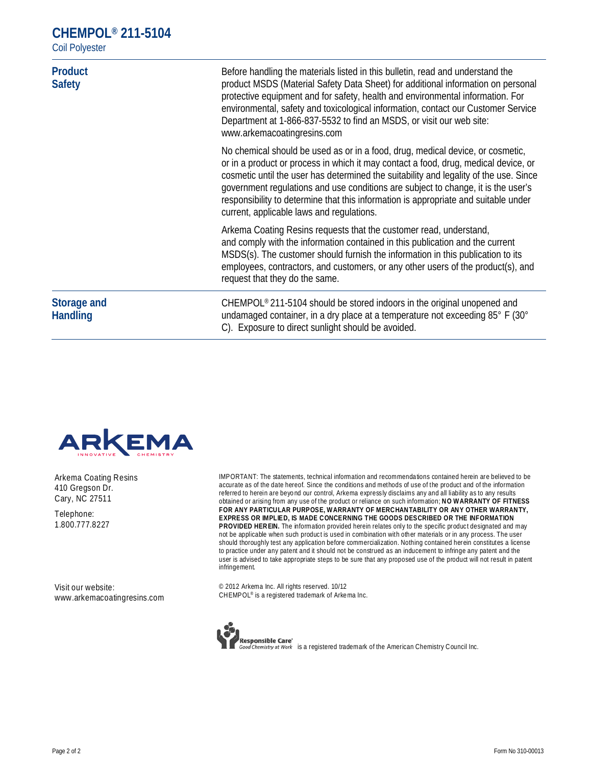# CHEMPOL® 211-5104

Coil Polyester

## Product Safety

Before handling the materials listed in this bulletin, read and understand the product MSDS (Material Safety Data Sheet) for additional information on personal protective equipment and for safety, health and environmental information. For environmental, safety and toxicological information, contact our Customer Service Department at 1-866-837-5532 to find an MSDS, or visit our web site: www.arkemacoatingresins.com

No chemical should be used as or in a food, drug, medical device, or cosmetic, or in a product or process in which it may contact a food, drug, medical device, or cosmetic until the user has determined the suitability and legality of the use. Since government regulations and use conditions are subject to change, it is the user's responsibility to determine that this information is appropriate and suitable under current, applicable laws and regulations.

Arkema Coating Resins requests that the customer read, understand, and comply with the information contained in this publication and the current MSDS(s). The customer should furnish the information in this publication to its employees, contractors, and customers, or any other users of the product(s), and request that they do the same.

## Storage and Handling

CHEMPOL® 211-5104 should be stored indoors in the original unopened and undamaged container, in a dry place at a temperature not exceeding 85° F (30° C). Exposure to direct sunlight should be avoided.

ARKEMA
INNOVATIVE CHEMISTRY

Arkema Coating Resins
410 Gregson Dr.
Cary, NC 27511

Telephone:
1.800.777.8227

Visit our website:
www.arkemacoatingresins.com

IMPORTANT: The statements, technical information and recommendations contained herein are believed to be accurate as of the date hereof. Since the conditions and methods of use of the product and of the information referred to herein are beyond our control, Arkema expressly disclaims any and all liability as to any results obtained or arising from any use of the product or reliance on such information; **NO WARRANTY OF FITNESS FOR ANY PARTICULAR PURPOSE, WARRANTY OF MERCHANTABILITY OR ANY OTHER WARRANTY, EXPRESS OR IMPLIED, IS MADE CONCERNING THE GOODS DESCRIBED OR THE INFORMATION PROVIDED HEREIN.** The information provided herein relates only to the specific product designated and may not be applicable when such product is used in combination with other materials or in any process. The user should thoroughly test any application before commercialization. Nothing contained herein constitutes a license to practice under any patent and it should not be construed as an inducement to infringe any patent and the user is advised to take appropriate steps to be sure that any proposed use of the product will not result in patent infringement.

© 2012 Arkema Inc. All rights reserved. 10/12
CHEMPOL® is a registered trademark of Arkema Inc.

Responsible Care® Good Chemistry at Work is a registered trademark of the American Chemistry Council Inc.

Form No 310-00013